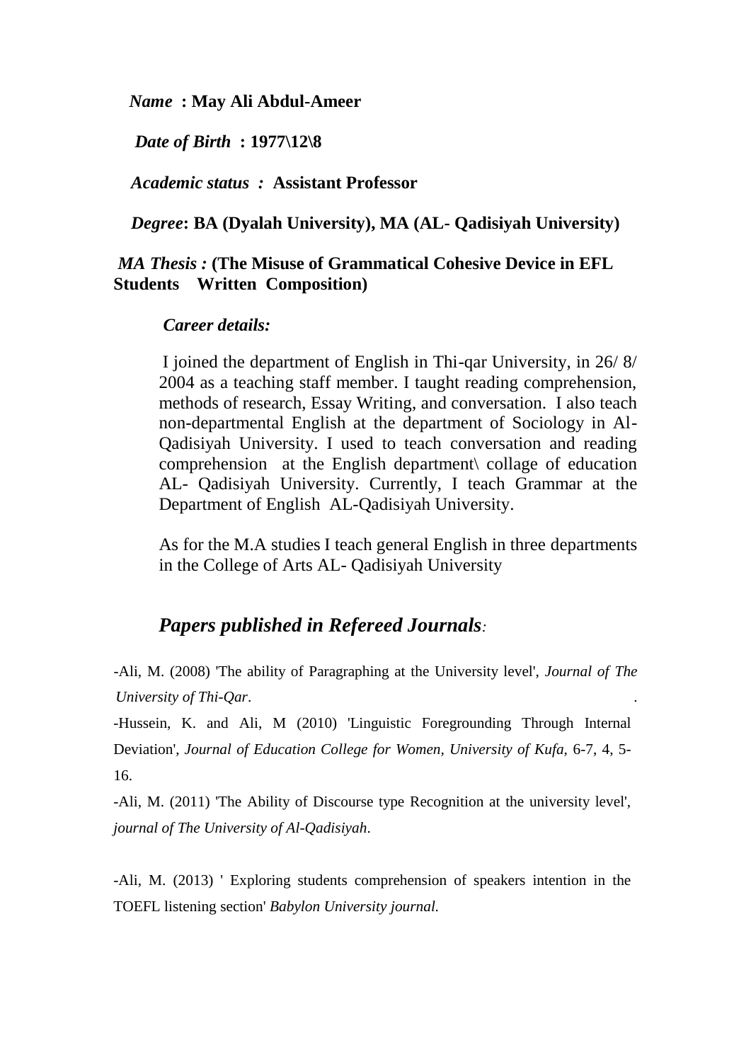*Name* **: May Ali Abdul-Ameer**

*Date of Birth* **: 1977\12\8**

*Academic status :* **Assistant Professor**

*Degree***: BA (Dyalah University), MA (AL- Qadisiyah University)**

*MA Thesis :* **(The Misuse of Grammatical Cohesive Device in EFL Students Written Composition)**

***Career details:***

I joined the department of English in Thi-qar University, in 26/ 8/ 2004 as a teaching staff member. I taught reading comprehension, methods of research, Essay Writing, and conversation. I also teach non-departmental English at the department of Sociology in Al-Qadisiyah University. I used to teach conversation and reading comprehension at the English department\ collage of education AL- Qadisiyah University. Currently, I teach Grammar at the Department of English AL-Qadisiyah University.

As for the M.A studies I teach general English in three departments in the College of Arts AL- Qadisiyah University

## ***Papers published in Refereed Journals:***

-Ali, M. (2008) 'The ability of Paragraphing at the University level', *Journal of The University of Thi-Qar*.

-Hussein, K. and Ali, M (2010) 'Linguistic Foregrounding Through Internal Deviation', *Journal of Education College for Women, University of Kufa*, 6-7, 4, 5-16.

-Ali, M. (2011) 'The Ability of Discourse type Recognition at the university level', *journal of The University of Al-Qadisiyah*.

-Ali, M. (2013) ' Exploring students comprehension of speakers intention in the TOEFL listening section' *Babylon University journal.*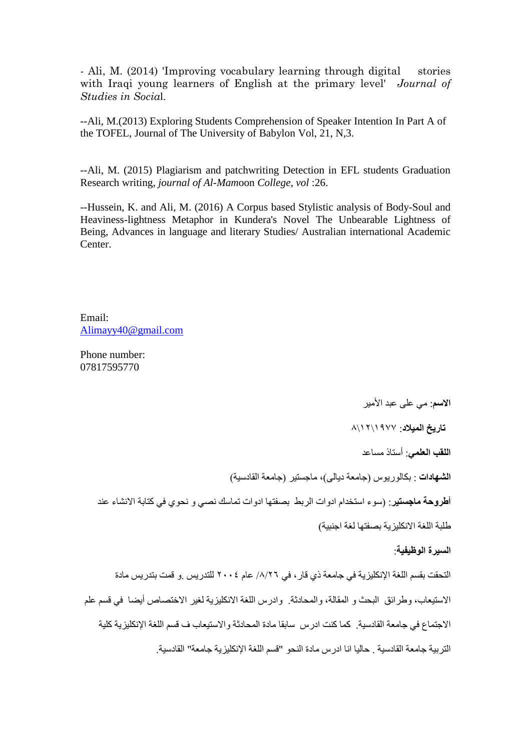- Ali, M. (2014) 'Improving vocabulary learning through digital stories with Iraqi young learners of English at the primary level' *Journal of Studies in Socia*l.

--Ali, M.(2013) Exploring Students Comprehension of Speaker Intention In Part A of the TOFEL, Journal of The University of Babylon Vol, 21, N,3.

--Ali, M. (2015) Plagiarism and patchwriting Detection in EFL students Graduation Research writing, *journal of Al-Mam*oon *College*, *vol* :26.

--Hussein, K. and Ali, M. (2016) A Corpus based Stylistic analysis of Body-Soul and Heaviness-lightness Metaphor in Kundera's Novel The Unbearable Lightness of Being, Advances in language and literary Studies/ Australian international Academic Center.

Email:
Alimayy40@gmail.com

Phone number:
07817595770

**الاسم**: مي على عبد الأمير

**تاريخ الميلاد**: ٨\١٢\١٩٧٧

**اللقب العلمي**: أستاذ مساعد

**الشهادات** : بكالوريوس (جامعة ديالى)، ماجستير (جامعة القادسية)

**أطروحة ماجستير**: (سوء استخدام ادوات الربط بصفتها ادوات تماسك نصي و نحوي في كتابة الانشاء عند طلبة اللغة الانكليزية بصفتها لغة اجنبية)

**السيرة الوظيفية**:

التحقت بقسم اللغة الإنكليزية في جامعة ذي قار، في ٢٦/٨/ عام ٢٠٠٤ للتدريس .و قمت بتدريس مادة الاستيعاب، وطرائق البحث و المقالة، والمحادثة. وادرس اللغة الانكليزية لغير الاختصاص أيضا في قسم علم الاجتماع في جامعة القادسية. كما كنت ادرس سابقا مادة المحادثة والاستيعاب ف قسم اللغة الإنكليزية كلية التربية جامعة القادسية . حاليا انا ادرس مادة النحو "قسم اللغة الإنكليزية جامعة" القادسية.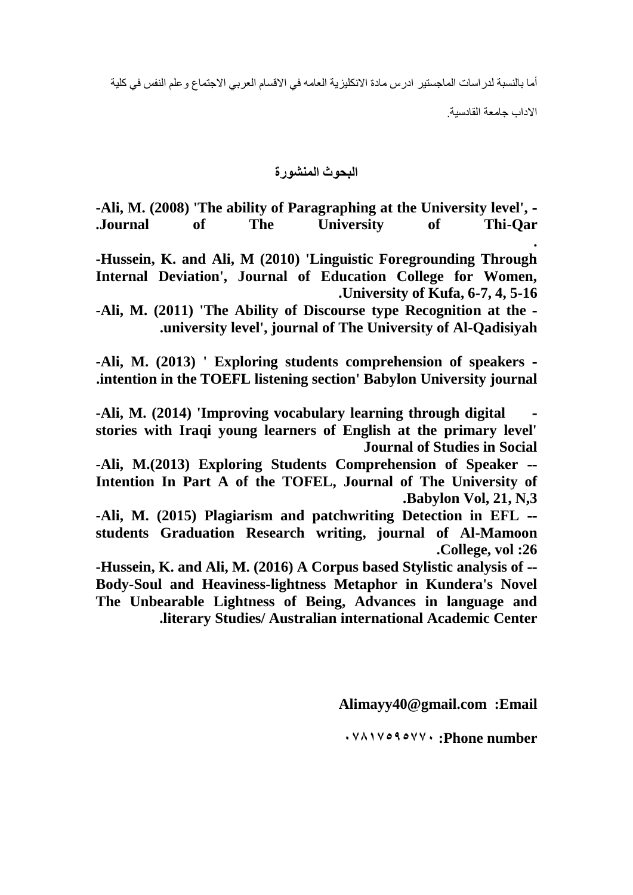أما بالنسبة لدراسات الماجستير ادرس مادة الانكليزية العامه في الاقسام العربي الاجتماع وعلم النفس في كلية الاداب جامعة القادسية.

## البحوث المنشورة

**-Ali, M. (2008) 'The ability of Paragraphing at the University level', - Journal of The University of Thi-Qar.**

**-Hussein, K. and Ali, M (2010) 'Linguistic Foregrounding Through Internal Deviation', Journal of Education College for Women, University of Kufa, 6-7, 4, 5-16.**

**-Ali, M. (2011) 'The Ability of Discourse type Recognition at the - university level', journal of The University of Al-Qadisiyah.**

**-Ali, M. (2013) ' Exploring students comprehension of speakers - intention in the TOEFL listening section' Babylon University journal.**

**-Ali, M. (2014) 'Improving vocabulary learning through digital - stories with Iraqi young learners of English at the primary level' Journal of Studies in Social**

**-Ali, M.(2013) Exploring Students Comprehension of Speaker -- Intention In Part A of the TOFEL, Journal of The University of Babylon Vol, 21, N,3.**

**-Ali, M. (2015) Plagiarism and patchwriting Detection in EFL -- students Graduation Research writing, journal of Al-Mamoon College, vol :26.**

**-Hussein, K. and Ali, M. (2016) A Corpus based Stylistic analysis of -- Body-Soul and Heaviness-lightness Metaphor in Kundera's Novel The Unbearable Lightness of Being, Advances in language and literary Studies/ Australian international Academic Center.**

**Email: Alimayy40@gmail.com**

**Phone number: ٠٧٨١٧٥٩٥٧٧٠**